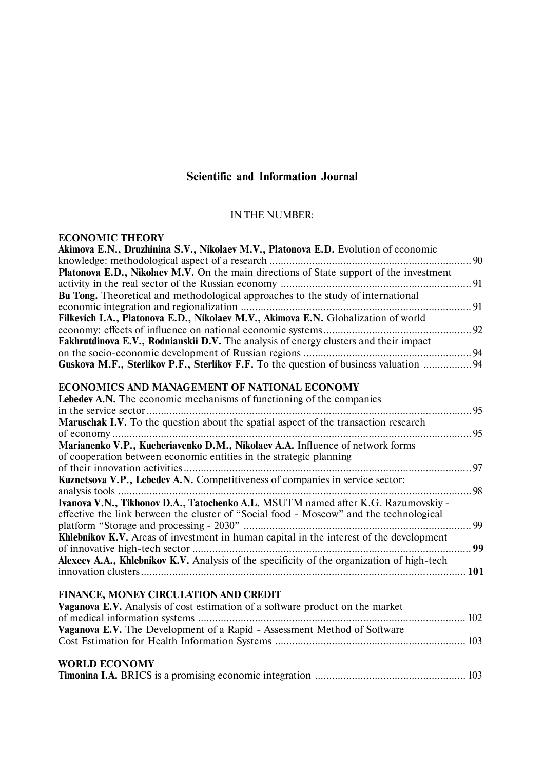## Scientific and Information Journal

IN THE NUMBER:

### ECONOMIC THEORY

**Akimova E.N., Druzhinina S.V., Nikolaev M.V., Platonova E.D.** Evolution of economic knowledge: methodological aspect of a research ........ 90

**Platonova E.D., Nikolaev M.V.** On the main directions of State support of the investment activity in the real sector of the Russian economy ........ 91

**Bu Tong.** Theoretical and methodological approaches to the study of international economic integration and regionalization ........ 91

**Filkevich I.A., Platonova E.D., Nikolaev M.V., Akimova E.N.** Globalization of world economy: effects of influence on national economic systems ........ 92

**Fakhrutdinova E.V., Rodnianskii D.V.** The analysis of energy clusters and their impact on the socio-economic development of Russian regions ........ 94

**Guskova M.F., Sterlikov P.F., Sterlikov F.F.** To the question of business valuation ........ 94

### ECONOMICS AND MANAGEMENT OF NATIONAL ECONOMY

**Lebedev A.N.** The economic mechanisms of functioning of the companies in the service sector ........ 95

**Maruschak I.V.** To the question about the spatial aspect of the transaction research of economy ........ 95

**Marianenko V.P., Kucheriavenko D.M., Nikolaev A.A.** Influence of network forms of cooperation between economic entities in the strategic planning of their innovation activities ........ 97

**Kuznetsova V.P., Lebedev A.N.** Competitiveness of companies in service sector: analysis tools ........ 98

**Ivanova V.N., Tikhonov D.A., Tatochenko A.L.** MSUTM named after K.G. Razumovskiy - effective the link between the cluster of "Social food - Moscow" and the technological platform "Storage and processing - 2030" ........ 99

**Khlebnikov K.V.** Areas of investment in human capital in the interest of the development of innovative high-tech sector ........ **99**

**Alexeev A.A., Khlebnikov K.V.** Analysis of the specificity of the organization of high-tech innovation clusters ........ **101**

### FINANCE, MONEY CIRCULATION AND CREDIT

**Vaganova E.V.** Analysis of cost estimation of a software product on the market of medical information systems ........ 102

**Vaganova E.V.** The Development of a Rapid - Assessment Method of Software Cost Estimation for Health Information Systems ........ 103

### WORLD ECONOMY

**Timonina I.A.** BRICS is a promising economic integration ........ 103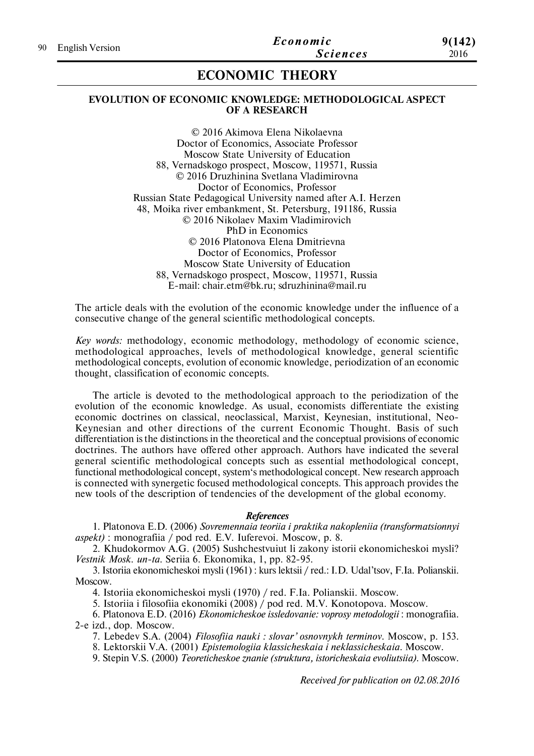# ECONOMIC THEORY

## EVOLUTION OF ECONOMIC KNOWLEDGE: METHODOLOGICAL ASPECT OF A RESEARCH

© 2016 Akimova Elena Nikolaevna
Doctor of Economics, Associate Professor
Moscow State University of Education
88, Vernadskogo prospect, Moscow, 119571, Russia
© 2016 Druzhinina Svetlana Vladimirovna
Doctor of Economics, Professor
Russian State Pedagogical University named after A.I. Herzen
48, Moika river embankment, St. Petersburg, 191186, Russia
© 2016 Nikolaev Maxim Vladimirovich
PhD in Economics
© 2016 Platonova Elena Dmitrievna
Doctor of Economics, Professor
Moscow State University of Education
88, Vernadskogo prospect, Moscow, 119571, Russia
E-mail: chair.etm@bk.ru; sdruzhinina@mail.ru

The article deals with the evolution of the economic knowledge under the influence of a consecutive change of the general scientific methodological concepts.

*Key words:* methodology, economic methodology, methodology of economic science, methodological approaches, levels of methodological knowledge, general scientific methodological concepts, evolution of economic knowledge, periodization of an economic thought, classification of economic concepts.

The article is devoted to the methodological approach to the periodization of the evolution of the economic knowledge. As usual, economists differentiate the existing economic doctrines on classical, neoclassical, Marxist, Keynesian, institutional, Neo-Keynesian and other directions of the current Economic Thought. Basis of such differentiation is the distinctions in the theoretical and the conceptual provisions of economic doctrines. The authors have offered other approach. Authors have indicated the several general scientific methodological concepts such as essential methodological concept, functional methodological concept, system's methodological concept. New research approach is connected with synergetic focused methodological concepts. This approach provides the new tools of the description of tendencies of the development of the global economy.

### *References*

1. Platonova E.D. (2006) *Sovremennaia teoriia i praktika nakopleniia (transformatsionnyi aspekt)* : monografiia / pod red. E.V. Iuferevoi. Moscow, p. 8.
2. Khudokormov A.G. (2005) Sushchestvuiut li zakony istorii ekonomicheskoi mysli? *Vestnik Mosk. un-ta.* Seriia 6. Ekonomika, 1, pp. 82-95.
3. Istoriia ekonomicheskoi mysli (1961) : kurs lektsii / red.: I.D. Udal'tsov, F.Ia. Polianskii. Moscow.
4. Istoriia ekonomicheskoi mysli (1970) / red. F.Ia. Polianskii. Moscow.
5. Istoriia i filosofiia ekonomiki (2008) / pod red. M.V. Konotopova. Moscow.
6. Platonova E.D. (2016) *Ekonomicheskoe issledovanie: voprosy metodologii* : monografiia. 2-e izd., dop. Moscow.
7. Lebedev S.A. (2004) *Filosofiia nauki : slovar' osnovnykh terminov*. Moscow, p. 153.
8. Lektorskii V.A. (2001) *Epistemologiia klassicheskaia i neklassicheskaia*. Moscow.
9. Stepin V.S. (2000) *Teoreticheskoe znanie (struktura, istoricheskaia evoliutsiia)*. Moscow.

*Received for publication on 02.08.2016*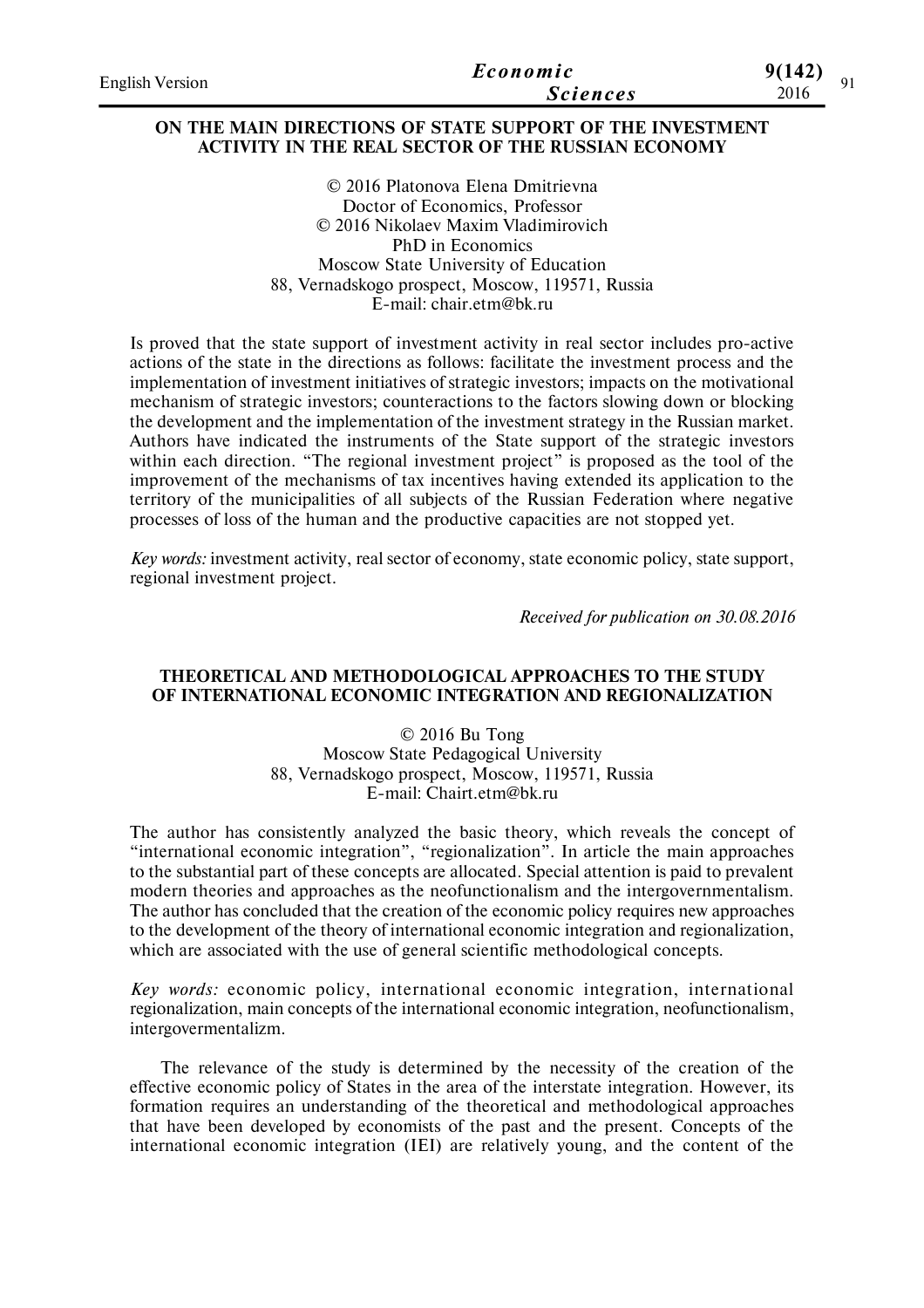## ON THE MAIN DIRECTIONS OF STATE SUPPORT OF THE INVESTMENT ACTIVITY IN THE REAL SECTOR OF THE RUSSIAN ECONOMY

© 2016 Platonova Elena Dmitrievna
Doctor of Economics, Professor
© 2016 Nikolaev Maxim Vladimirovich
PhD in Economics
Moscow State University of Education
88, Vernadskogo prospect, Moscow, 119571, Russia
E-mail: chair.etm@bk.ru

Is proved that the state support of investment activity in real sector includes pro-active actions of the state in the directions as follows: facilitate the investment process and the implementation of investment initiatives of strategic investors; impacts on the motivational mechanism of strategic investors; counteractions to the factors slowing down or blocking the development and the implementation of the investment strategy in the Russian market. Authors have indicated the instruments of the State support of the strategic investors within each direction. "The regional investment project" is proposed as the tool of the improvement of the mechanisms of tax incentives having extended its application to the territory of the municipalities of all subjects of the Russian Federation where negative processes of loss of the human and the productive capacities are not stopped yet.

*Key words:* investment activity, real sector of economy, state economic policy, state support, regional investment project.

*Received for publication on 30.08.2016*

## THEORETICAL AND METHODOLOGICAL APPROACHES TO THE STUDY OF INTERNATIONAL ECONOMIC INTEGRATION AND REGIONALIZATION

© 2016 Bu Tong
Moscow State Pedagogical University
88, Vernadskogo prospect, Moscow, 119571, Russia
E-mail: Chairt.etm@bk.ru

The author has consistently analyzed the basic theory, which reveals the concept of "international economic integration", "regionalization". In article the main approaches to the substantial part of these concepts are allocated. Special attention is paid to prevalent modern theories and approaches as the neofunctionalism and the intergovernmentalism. The author has concluded that the creation of the economic policy requires new approaches to the development of the theory of international economic integration and regionalization, which are associated with the use of general scientific methodological concepts.

*Key words:* economic policy, international economic integration, international regionalization, main concepts of the international economic integration, neofunctionalism, intergovermentalizm.

The relevance of the study is determined by the necessity of the creation of the effective economic policy of States in the area of the interstate integration. However, its formation requires an understanding of the theoretical and methodological approaches that have been developed by economists of the past and the present. Concepts of the international economic integration (IEI) are relatively young, and the content of the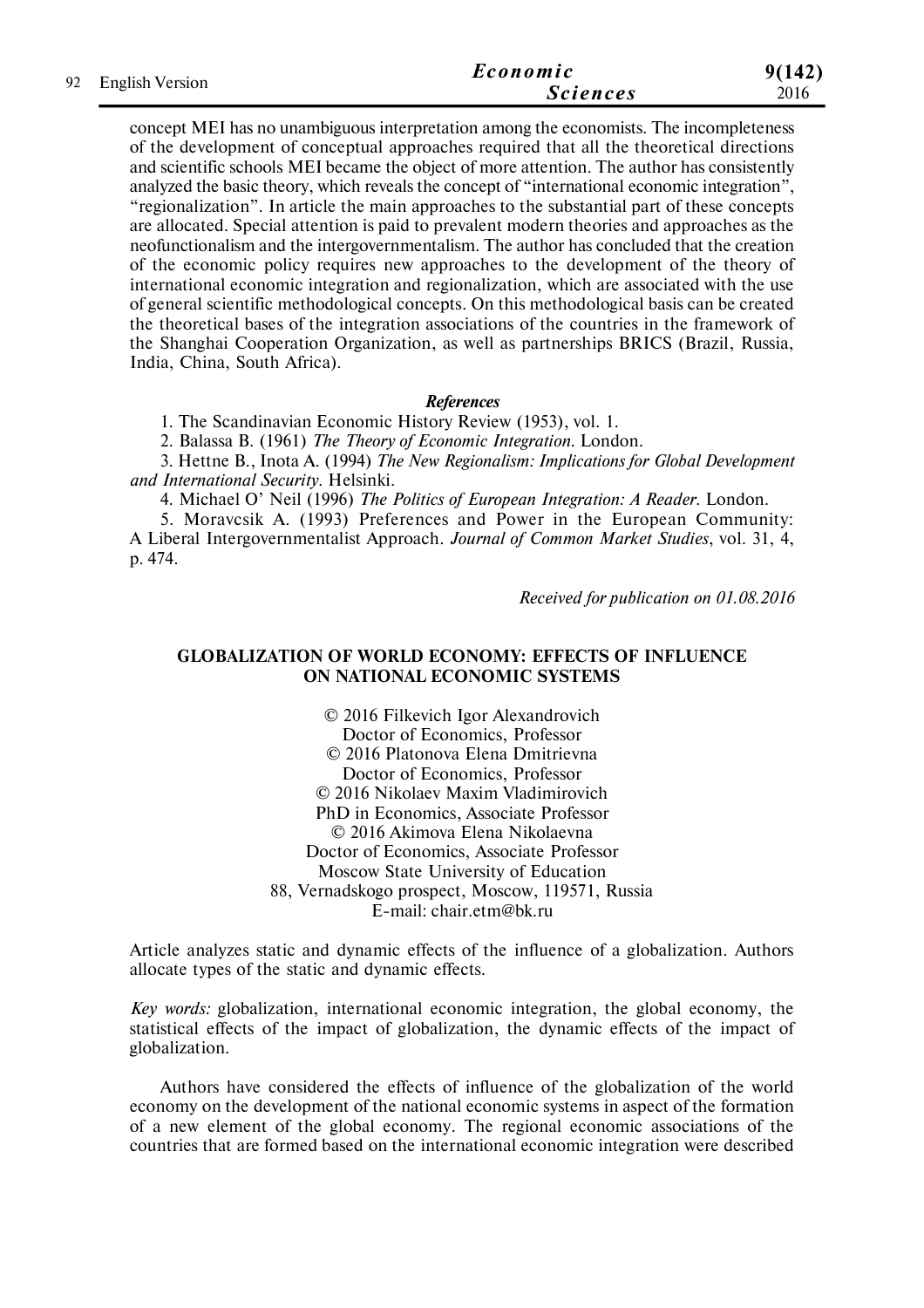concept MEI has no unambiguous interpretation among the economists. The incompleteness of the development of conceptual approaches required that all the theoretical directions and scientific schools MEI became the object of more attention. The author has consistently analyzed the basic theory, which reveals the concept of "international economic integration", "regionalization". In article the main approaches to the substantial part of these concepts are allocated. Special attention is paid to prevalent modern theories and approaches as the neofunctionalism and the intergovernmentalism. The author has concluded that the creation of the economic policy requires new approaches to the development of the theory of international economic integration and regionalization, which are associated with the use of general scientific methodological concepts. On this methodological basis can be created the theoretical bases of the integration associations of the countries in the framework of the Shanghai Cooperation Organization, as well as partnerships BRICS (Brazil, Russia, India, China, South Africa).

### *References*

1. The Scandinavian Economic History Review (1953), vol. 1.
2. Balassa B. (1961) *The Theory of Economic Integration*. London.
3. Hettne B., Inota A. (1994) *The New Regionalism: Implications for Global Development and International Security*. Helsinki.
4. Michael O' Neil (1996) *The Politics of European Integration: A Reader*. London.
5. Moravcsik A. (1993) Preferences and Power in the European Community: A Liberal Intergovernmentalist Approach. *Journal of Common Market Studies*, vol. 31, 4, p. 474.

*Received for publication on 01.08.2016*

## GLOBALIZATION OF WORLD ECONOMY: EFFECTS OF INFLUENCE ON NATIONAL ECONOMIC SYSTEMS

© 2016 Filkevich Igor Alexandrovich
Doctor of Economics, Professor
© 2016 Platonova Elena Dmitrievna
Doctor of Economics, Professor
© 2016 Nikolaev Maxim Vladimirovich
PhD in Economics, Associate Professor
© 2016 Akimova Elena Nikolaevna
Doctor of Economics, Associate Professor
Moscow State University of Education
88, Vernadskogo prospect, Moscow, 119571, Russia
E-mail: chair.etm@bk.ru

Article analyzes static and dynamic effects of the influence of a globalization. Authors allocate types of the static and dynamic effects.

*Key words:* globalization, international economic integration, the global economy, the statistical effects of the impact of globalization, the dynamic effects of the impact of globalization.

Authors have considered the effects of influence of the globalization of the world economy on the development of the national economic systems in aspect of the formation of a new element of the global economy. The regional economic associations of the countries that are formed based on the international economic integration were described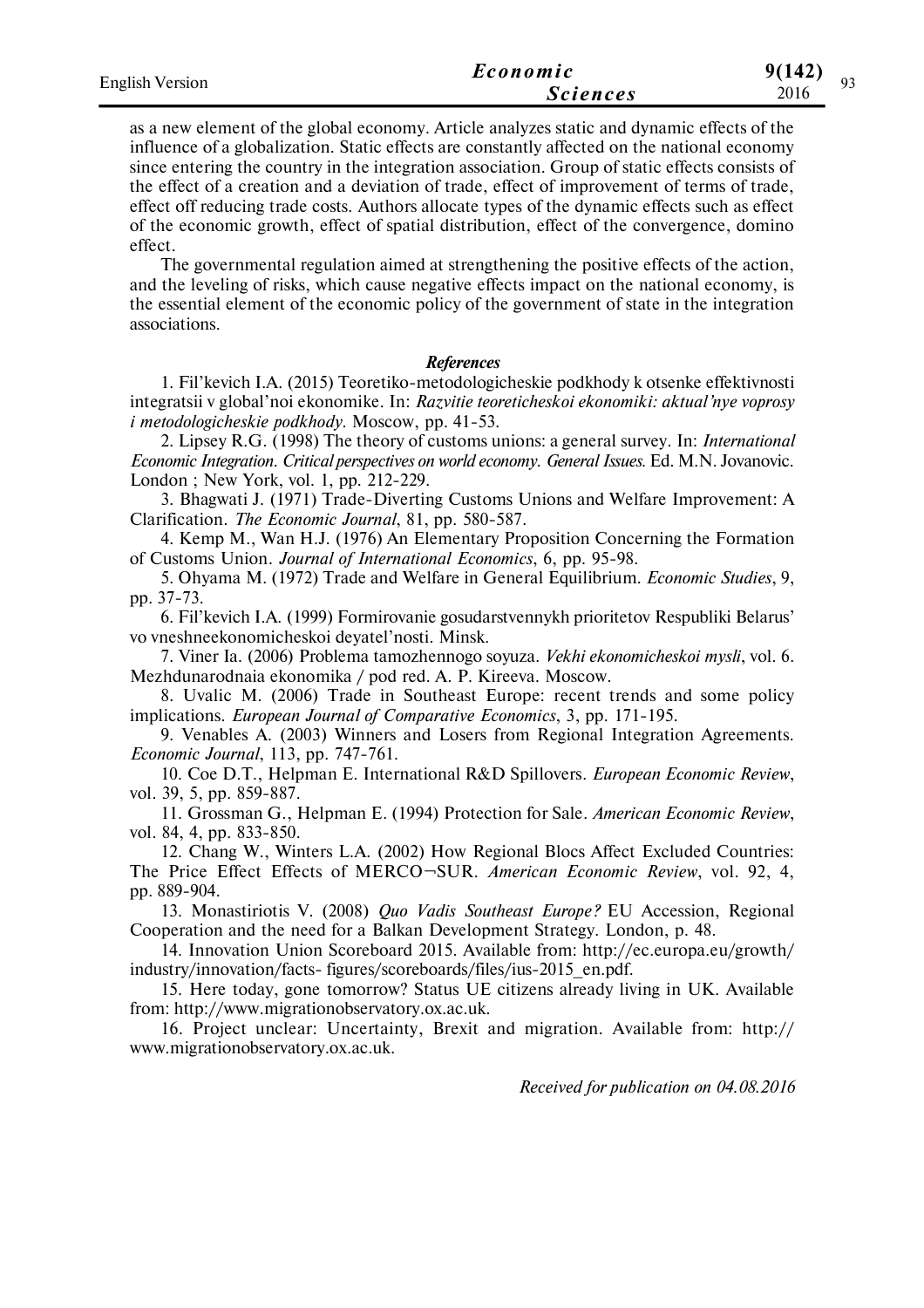as a new element of the global economy. Article analyzes static and dynamic effects of the influence of a globalization. Static effects are constantly affected on the national economy since entering the country in the integration association. Group of static effects consists of the effect of a creation and a deviation of trade, effect of improvement of terms of trade, effect off reducing trade costs. Authors allocate types of the dynamic effects such as effect of the economic growth, effect of spatial distribution, effect of the convergence, domino effect.

The governmental regulation aimed at strengthening the positive effects of the action, and the leveling of risks, which cause negative effects impact on the national economy, is the essential element of the economic policy of the government of state in the integration associations.

### *References*

1. Fil'kevich I.A. (2015) Teoretiko-metodologicheskie podkhody k otsenke effektivnosti integratsii v global'noi ekonomike. In: *Razvitie teoreticheskoi ekonomiki: aktual'nye voprosy i metodologicheskie podkhody.* Moscow, pp. 41-53.

2. Lipsey R.G. (1998) The theory of customs unions: a general survey. In: *International Economic Integration. Critical perspectives on world economy. General Issues.* Ed. M.N. Jovanovic. London ; New York, vol. 1, pp. 212-229.

3. Bhagwati J. (1971) Trade-Diverting Customs Unions and Welfare Improvement: A Clarification. *The Economic Journal*, 81, pp. 580-587.

4. Kemp M., Wan H.J. (1976) An Elementary Proposition Concerning the Formation of Customs Union. *Journal of International Economics*, 6, pp. 95-98.

5. Ohyama M. (1972) Trade and Welfare in General Equilibrium. *Economic Studies*, 9, pp. 37-73.

6. Fil'kevich I.A. (1999) Formirovanie gosudarstvennykh prioritetov Respubliki Belarus' vo vneshneekonomicheskoi deyatel'nosti. Minsk.

7. Viner Ia. (2006) Problema tamozhennogo soyuza. *Vekhi ekonomicheskoi mysli*, vol. 6. Mezhdunarodnaia ekonomika / pod red. A. P. Kireeva. Moscow.

8. Uvalic M. (2006) Trade in Southeast Europe: recent trends and some policy implications. *European Journal of Comparative Economics*, 3, pp. 171-195.

9. Venables A. (2003) Winners and Losers from Regional Integration Agreements. *Economic Journal*, 113, pp. 747-761.

10. Coe D.T., Helpman E. International R&D Spillovers. *European Economic Review*, vol. 39, 5, pp. 859-887.

11. Grossman G., Helpman E. (1994) Protection for Sale. *American Economic Review*, vol. 84, 4, pp. 833-850.

12. Chang W., Winters L.A. (2002) How Regional Blocs Affect Excluded Countries: The Price Effect Effects of MERCO¬SUR. *American Economic Review*, vol. 92, 4, pp. 889-904.

13. Monastiriotis V. (2008) *Quo Vadis Southeast Europe?* EU Accession, Regional Cooperation and the need for a Balkan Development Strategy. London, p. 48.

14. Innovation Union Scoreboard 2015. Available from: http://ec.europa.eu/growth/industry/innovation/facts- figures/scoreboards/files/ius-2015_en.pdf.

15. Here today, gone tomorrow? Status UE citizens already living in UK. Available from: http://www.migrationobservatory.ox.ac.uk.

16. Project unclear: Uncertainty, Brexit and migration. Available from: http://www.migrationobservatory.ox.ac.uk.

*Received for publication on 04.08.2016*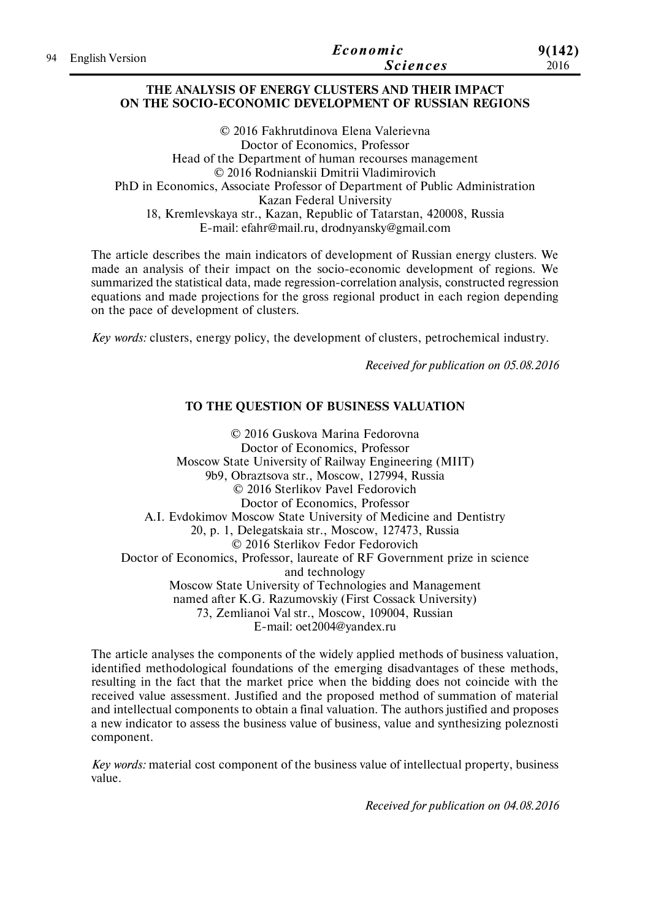## THE ANALYSIS OF ENERGY CLUSTERS AND THEIR IMPACT ON THE SOCIO-ECONOMIC DEVELOPMENT OF RUSSIAN REGIONS

© 2016 Fakhrutdinova Elena Valerievna
Doctor of Economics, Professor
Head of the Department of human recourses management
© 2016 Rodnianskii Dmitrii Vladimirovich
PhD in Economics, Associate Professor of Department of Public Administration
Kazan Federal University
18, Kremlevskaya str., Kazan, Republic of Tatarstan, 420008, Russia
E-mail: efahr@mail.ru, drodnyansky@gmail.com

The article describes the main indicators of development of Russian energy clusters. We made an analysis of their impact on the socio-economic development of regions. We summarized the statistical data, made regression-correlation analysis, constructed regression equations and made projections for the gross regional product in each region depending on the pace of development of clusters.

*Key words:* clusters, energy policy, the development of clusters, petrochemical industry.

*Received for publication on 05.08.2016*

## TO THE QUESTION OF BUSINESS VALUATION

© 2016 Guskova Marina Fedorovna
Doctor of Economics, Professor
Moscow State University of Railway Engineering (MIIT)
9b9, Obraztsova str., Moscow, 127994, Russia
© 2016 Sterlikov Pavel Fedorovich
Doctor of Economics, Professor
A.I. Evdokimov Moscow State University of Medicine and Dentistry
20, p. 1, Delegatskaia str., Moscow, 127473, Russia
© 2016 Sterlikov Fedor Fedorovich
Doctor of Economics, Professor, laureate of RF Government prize in science and technology
Moscow State University of Technologies and Management
named after K.G. Razumovskiy (First Cossack University)
73, Zemlianoi Val str., Moscow, 109004, Russian
E-mail: oet2004@yandex.ru

The article analyses the components of the widely applied methods of business valuation, identified methodological foundations of the emerging disadvantages of these methods, resulting in the fact that the market price when the bidding does not coincide with the received value assessment. Justified and the proposed method of summation of material and intellectual components to obtain a final valuation. The authors justified and proposes a new indicator to assess the business value of business, value and synthesizing poleznosti component.

*Key words:* material cost component of the business value of intellectual property, business value.

*Received for publication on 04.08.2016*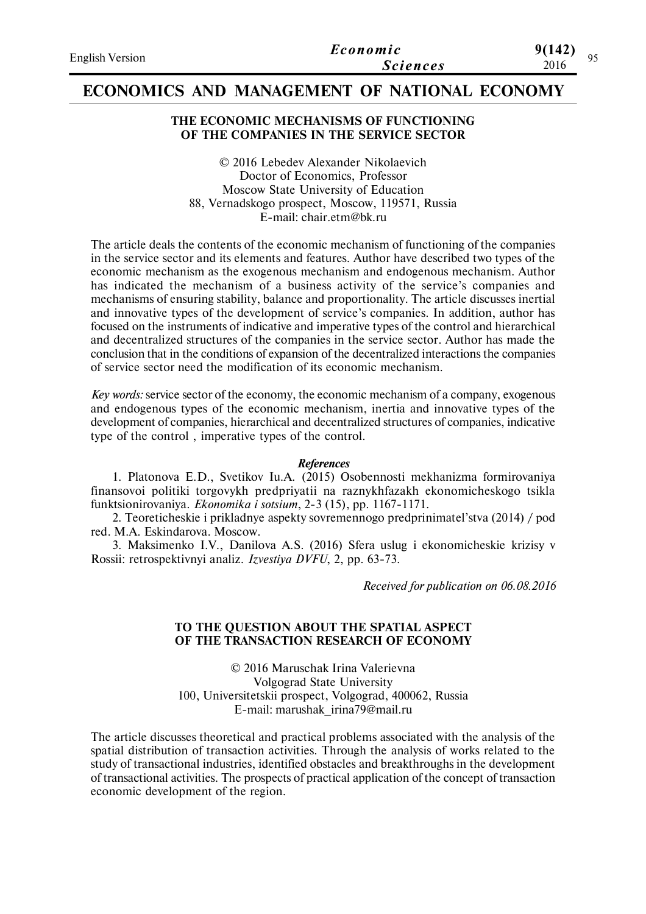# ECONOMICS AND MANAGEMENT OF NATIONAL ECONOMY

## THE ECONOMIC MECHANISMS OF FUNCTIONING OF THE COMPANIES IN THE SERVICE SECTOR

© 2016 Lebedev Alexander Nikolaevich
Doctor of Economics, Professor
Moscow State University of Education
88, Vernadskogo prospect, Moscow, 119571, Russia
E-mail: chair.etm@bk.ru

The article deals the contents of the economic mechanism of functioning of the companies in the service sector and its elements and features. Author have described two types of the economic mechanism as the exogenous mechanism and endogenous mechanism. Author has indicated the mechanism of a business activity of the service's companies and mechanisms of ensuring stability, balance and proportionality. The article discusses inertial and innovative types of the development of service's companies. In addition, author has focused on the instruments of indicative and imperative types of the control and hierarchical and decentralized structures of the companies in the service sector. Author has made the conclusion that in the conditions of expansion of the decentralized interactions the companies of service sector need the modification of its economic mechanism.

*Key words:* service sector of the economy, the economic mechanism of a company, exogenous and endogenous types of the economic mechanism, inertia and innovative types of the development of companies, hierarchical and decentralized structures of companies, indicative type of the control , imperative types of the control.

***References***

1. Platonova E.D., Svetikov Iu.A. (2015) Osobennosti mekhanizma formirovaniya finansovoi politiki torgovykh predpriyatii na raznykhfazakh ekonomicheskogo tsikla funktsionirovaniya. *Ekonomika i sotsium*, 2-3 (15), pp. 1167-1171.
2. Teoreticheskie i prikladnye aspekty sovremennogo predprinimatel'stva (2014) / pod red. M.A. Eskindarova. Moscow.
3. Maksimenko I.V., Danilova A.S. (2016) Sfera uslug i ekonomicheskie krizisy v Rossii: retrospektivnyi analiz. *Izvestiya DVFU*, 2, pp. 63-73.

*Received for publication on 06.08.2016*

## TO THE QUESTION ABOUT THE SPATIAL ASPECT OF THE TRANSACTION RESEARCH OF ECONOMY

© 2016 Maruschak Irina Valerievna
Volgograd State University
100, Universitetskii prospect, Volgograd, 400062, Russia
E-mail: marushak_irina79@mail.ru

The article discusses theoretical and practical problems associated with the analysis of the spatial distribution of transaction activities. Through the analysis of works related to the study of transactional industries, identified obstacles and breakthroughs in the development of transactional activities. The prospects of practical application of the concept of transaction economic development of the region.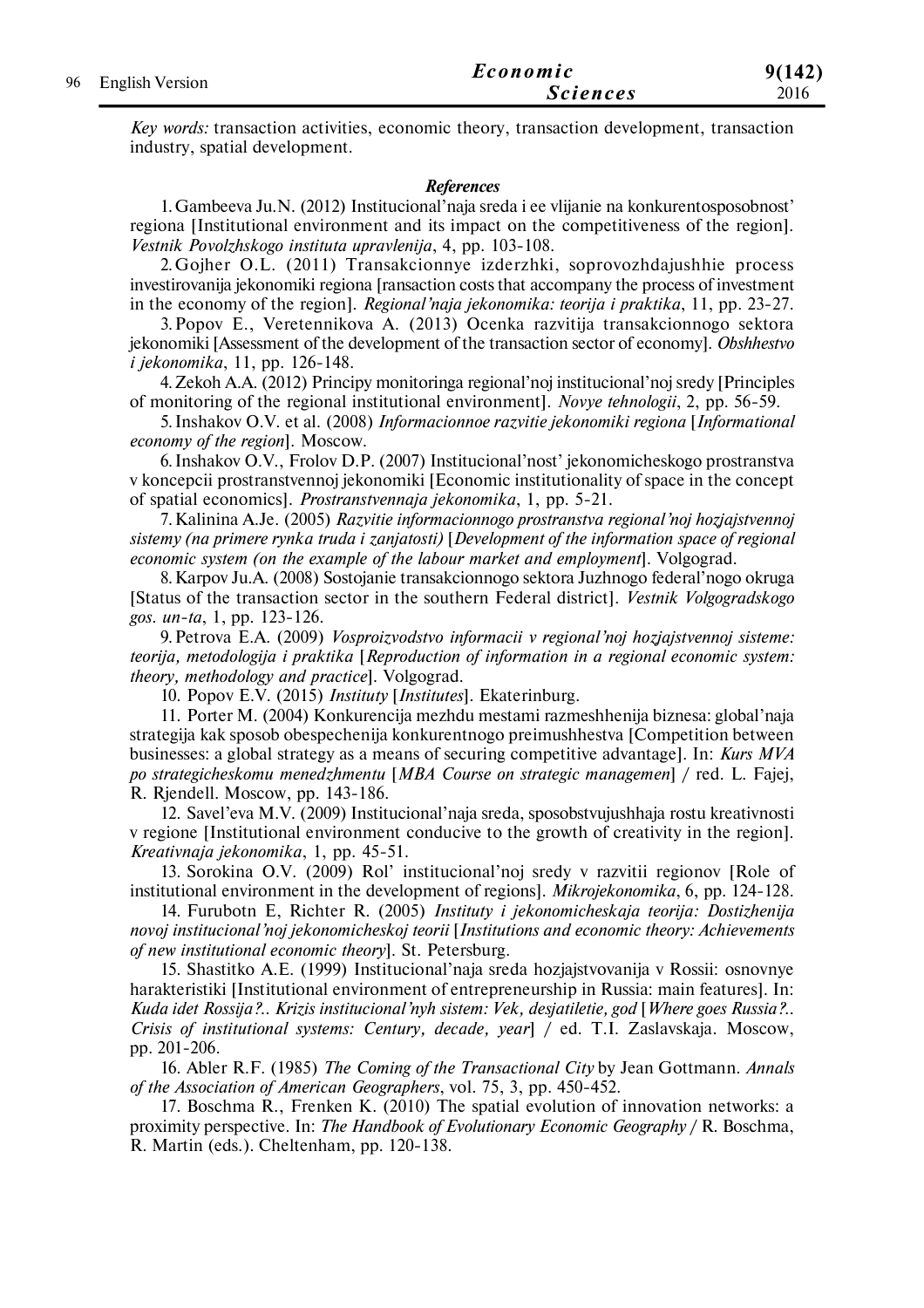*Key words:* transaction activities, economic theory, transaction development, transaction industry, spatial development.

### *References*

1. Gambeeva Ju.N. (2012) Institucional'naja sreda i ee vlijanie na konkurentosposobnost' regiona [Institutional environment and its impact on the competitiveness of the region]. *Vestnik Povolzhskogo instituta upravlenija*, 4, pp. 103-108.

2. Gojher O.L. (2011) Transakcionnye izderzhki, soprovozhdajushhie process investirovanija jekonomiki regiona [ransaction costs that accompany the process of investment in the economy of the region]. *Regional'naja jekonomika: teorija i praktika*, 11, pp. 23-27.

3. Popov E., Veretennikova A. (2013) Ocenka razvitija transakcionnogo sektora jekonomiki [Assessment of the development of the transaction sector of economy]. *Obshhestvo i jekonomika*, 11, pp. 126-148.

4. Zekoh A.A. (2012) Principy monitoringa regional'noj institucional'noj sredy [Principles of monitoring of the regional institutional environment]. *Novye tehnologii*, 2, pp. 56-59.

5. Inshakov O.V. et al. (2008) *Informacionnoe razvitie jekonomiki regiona* [*Informational economy of the region*]. Moscow.

6. Inshakov O.V., Frolov D.P. (2007) Institucional'nost' jekonomicheskogo prostranstva v koncepcii prostranstvennoj jekonomiki [Economic institutionality of space in the concept of spatial economics]. *Prostranstvennaja jekonomika*, 1, pp. 5-21.

7. Kalinina A.Je. (2005) *Razvitie informacionnogo prostranstva regional'noj hozjajstvennoj sistemy (na primere rynka truda i zanjatosti)* [*Development of the information space of regional economic system (on the example of the labour market and employment*]. Volgograd.

8. Karpov Ju.A. (2008) Sostojanie transakcionnogo sektora Juzhnogo federal'nogo okruga [Status of the transaction sector in the southern Federal district]. *Vestnik Volgogradskogo gos. un-ta*, 1, pp. 123-126.

9. Petrova E.A. (2009) *Vosproizvodstvo informacii v regional'noj hozjajstvennoj sisteme: teorija, metodologija i praktika* [*Reproduction of information in a regional economic system: theory, methodology and practice*]. Volgograd.

10. Popov E.V. (2015) *Instituty* [*Institutes*]. Ekaterinburg.

11. Porter M. (2004) Konkurencija mezhdu mestami razmeshhenija biznesa: global'naja strategija kak sposob obespechenija konkurentnogo preimushhestva [Competition between businesses: a global strategy as a means of securing competitive advantage]. In: *Kurs MVA po strategicheskomu menedzhmentu* [*MBA Course on strategic managemen*] / red. L. Fajej, R. Rjendell. Moscow, pp. 143-186.

12. Savel'eva M.V. (2009) Institucional'naja sreda, sposobstvujushhaja rostu kreativnosti v regione [Institutional environment conducive to the growth of creativity in the region]. *Kreativnaja jekonomika*, 1, pp. 45-51.

13. Sorokina O.V. (2009) Rol' institucional'noj sredy v razvitii regionov [Role of institutional environment in the development of regions]. *Mikrojekonomika*, 6, pp. 124-128.

14. Furubotn E, Richter R. (2005) *Instituty i jekonomicheskaja teorija: Dostizhenija novoj institucional'noj jekonomicheskoj teorii* [*Institutions and economic theory: Achievements of new institutional economic theory*]. St. Petersburg.

15. Shastitko A.E. (1999) Institucional'naja sreda hozjajstvovanija v Rossii: osnovnye harakteristiki [Institutional environment of entrepreneurship in Russia: main features]. In: *Kuda idet Rossija?.. Krizis institucional'nyh sistem: Vek, desjatiletie, god* [*Where goes Russia?.. Crisis of institutional systems: Century, decade, year*] / ed. T.I. Zaslavskaja. Moscow, pp. 201-206.

16. Abler R.F. (1985) *The Coming of the Transactional City* by Jean Gottmann. *Annals of the Association of American Geographers*, vol. 75, 3, pp. 450-452.

17. Boschma R., Frenken K. (2010) The spatial evolution of innovation networks: a proximity perspective. In: *The Handbook of Evolutionary Economic Geography* / R. Boschma, R. Martin (eds.). Cheltenham, pp. 120-138.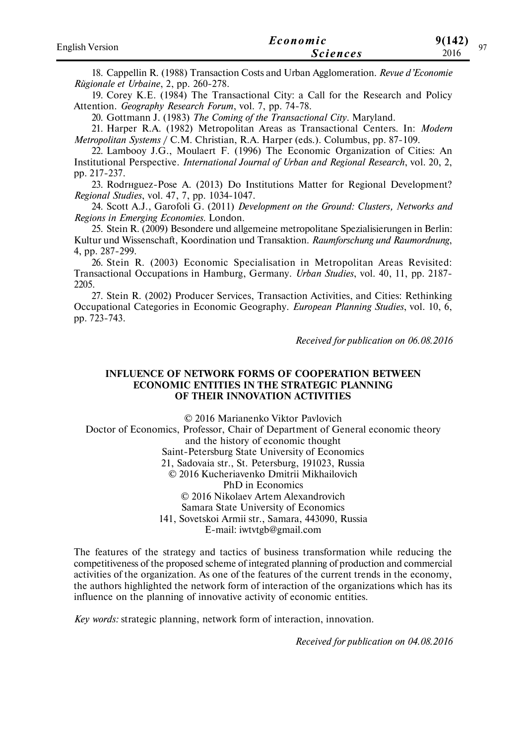18. Cappellin R. (1988) Transaction Costs and Urban Agglomeration. *Revue d'Economie Rùgionale et Urbaine*, 2, pp. 260-278.

19. Corey K.E. (1984) The Transactional City: a Call for the Research and Policy Attention. *Geography Research Forum*, vol. 7, pp. 74-78.

20. Gottmann J. (1983) *The Coming of the Transactional City*. Maryland.

21. Harper R.A. (1982) Metropolitan Areas as Transactional Centers. In: *Modern Metropolitan Systems* / C.M. Christian, R.A. Harper (eds.). Columbus, pp. 87-109.

22. Lambooy J.G., Moulaert F. (1996) The Economic Organization of Cities: An Institutional Perspective. *International Journal of Urban and Regional Research*, vol. 20, 2, pp. 217-237.

23. Rodrнguez-Pose A. (2013) Do Institutions Matter for Regional Development? *Regional Studies*, vol. 47, 7, pp. 1034-1047.

24. Scott A.J., Garofoli G. (2011) *Development on the Ground: Clusters, Networks and Regions in Emerging Economies*. London.

25. Stein R. (2009) Besondere und allgemeine metropolitane Spezialisierungen in Berlin: Kultur und Wissenschaft, Koordination und Transaktion. *Raumforschung und Raumordnung*, 4, pp. 287-299.

26. Stein R. (2003) Economic Specialisation in Metropolitan Areas Revisited: Transactional Occupations in Hamburg, Germany. *Urban Studies*, vol. 40, 11, pp. 2187-2205.

27. Stein R. (2002) Producer Services, Transaction Activities, and Cities: Rethinking Occupational Categories in Economic Geography. *European Planning Studies*, vol. 10, 6, pp. 723-743.

*Received for publication on 06.08.2016*

## INFLUENCE OF NETWORK FORMS OF COOPERATION BETWEEN ECONOMIC ENTITIES IN THE STRATEGIC PLANNING OF THEIR INNOVATION ACTIVITIES

© 2016 Marianenko Viktor Pavlovich
Doctor of Economics, Professor, Chair of Department of General economic theory and the history of economic thought
Saint-Petersburg State University of Economics
21, Sadovaia str., St. Petersburg, 191023, Russia
© 2016 Kucheriavenko Dmitrii Mikhailovich
PhD in Economics
© 2016 Nikolaev Artem Alexandrovich
Samara State University of Economics
141, Sovetskoi Armii str., Samara, 443090, Russia
E-mail: iwtvtgb@gmail.com

The features of the strategy and tactics of business transformation while reducing the competitiveness of the proposed scheme of integrated planning of production and commercial activities of the organization. As one of the features of the current trends in the economy, the authors highlighted the network form of interaction of the organizations which has its influence on the planning of innovative activity of economic entities.

*Key words:* strategic planning, network form of interaction, innovation.

*Received for publication on 04.08.2016*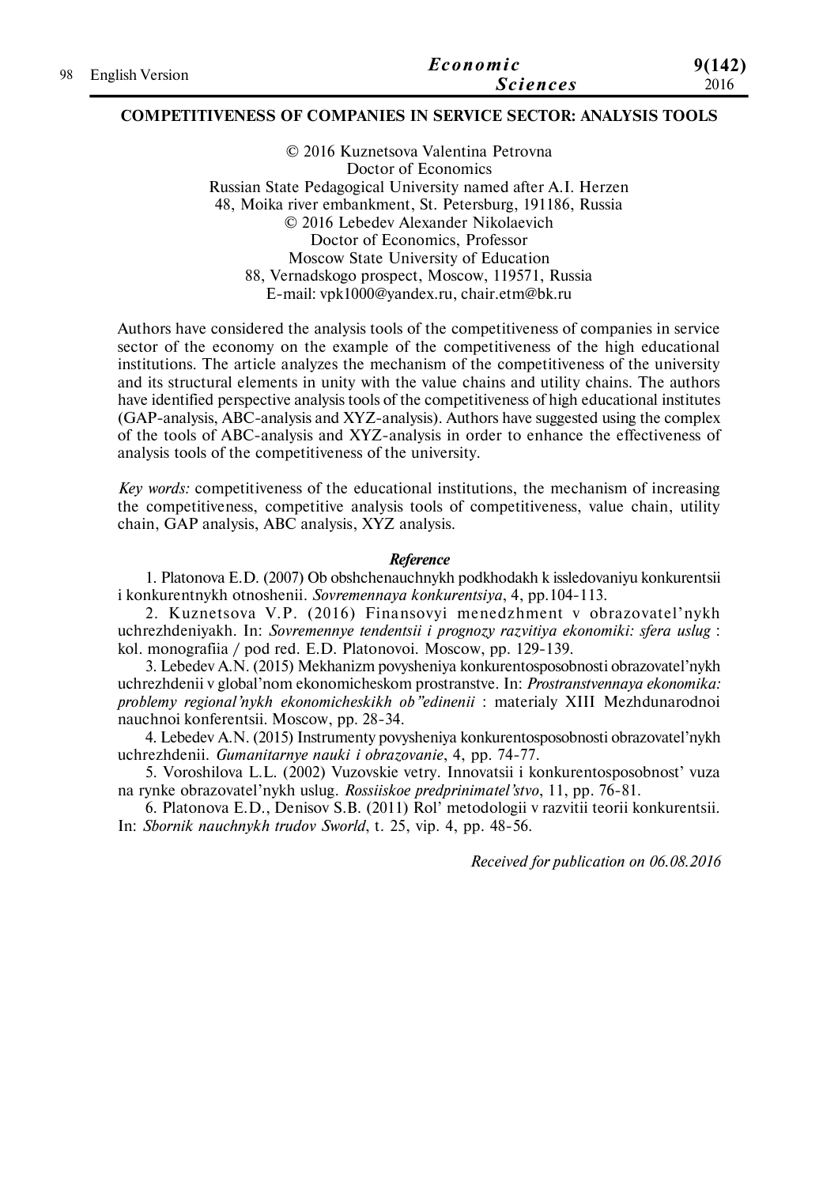## COMPETITIVENESS OF COMPANIES IN SERVICE SECTOR: ANALYSIS TOOLS

© 2016 Kuznetsova Valentina Petrovna
Doctor of Economics
Russian State Pedagogical University named after A.I. Herzen
48, Moika river embankment, St. Petersburg, 191186, Russia
© 2016 Lebedev Alexander Nikolaevich
Doctor of Economics, Professor
Moscow State University of Education
88, Vernadskogo prospect, Moscow, 119571, Russia
E-mail: vpk1000@yandex.ru, chair.etm@bk.ru

Authors have considered the analysis tools of the competitiveness of companies in service sector of the economy on the example of the competitiveness of the high educational institutions. The article analyzes the mechanism of the competitiveness of the university and its structural elements in unity with the value chains and utility chains. The authors have identified perspective analysis tools of the competitiveness of high educational institutes (GAP-analysis, ABC-analysis and XYZ-analysis). Authors have suggested using the complex of the tools of ABC-analysis and XYZ-analysis in order to enhance the effectiveness of analysis tools of the competitiveness of the university.

*Key words:* competitiveness of the educational institutions, the mechanism of increasing the competitiveness, competitive analysis tools of competitiveness, value chain, utility chain, GAP analysis, ABC analysis, XYZ analysis.

### *Reference*

1. Platonova E.D. (2007) Ob obshchenauchnykh podkhodakh k issledovaniyu konkurentsii i konkurentnykh otnoshenii. *Sovremennaya konkurentsiya*, 4, pp.104-113.
2. Kuznetsova V.P. (2016) Finansovyi menedzhment v obrazovatel'nykh uchrezhdeniyakh. In: *Sovremennye tendentsii i prognozy razvitiya ekonomiki: sfera uslug* : kol. monografiia / pod red. E.D. Platonovoi. Moscow, pp. 129-139.
3. Lebedev A.N. (2015) Mekhanizm povysheniya konkurentosposobnosti obrazovatel'nykh uchrezhdenii v global'nom ekonomicheskom prostranstve. In: *Prostranstvennaya ekonomika: problemy regional'nykh ekonomicheskikh ob"edinenii* : materialy XIII Mezhdunarodnoi nauchnoi konferentsii. Moscow, pp. 28-34.
4. Lebedev A.N. (2015) Instrumenty povysheniya konkurentosposobnosti obrazovatel'nykh uchrezhdenii. *Gumanitarnye nauki i obrazovanie*, 4, pp. 74-77.
5. Voroshilova L.L. (2002) Vuzovskie vetry. Innovatsii i konkurentosposobnost' vuza na rynke obrazovatel'nykh uslug. *Rossiiskoe predprinimatel'stvo*, 11, pp. 76-81.
6. Platonova E.D., Denisov S.B. (2011) Rol' metodologii v razvitii teorii konkurentsii. In: *Sbornik nauchnykh trudov Sworld*, t. 25, vip. 4, pp. 48-56.

*Received for publication on 06.08.2016*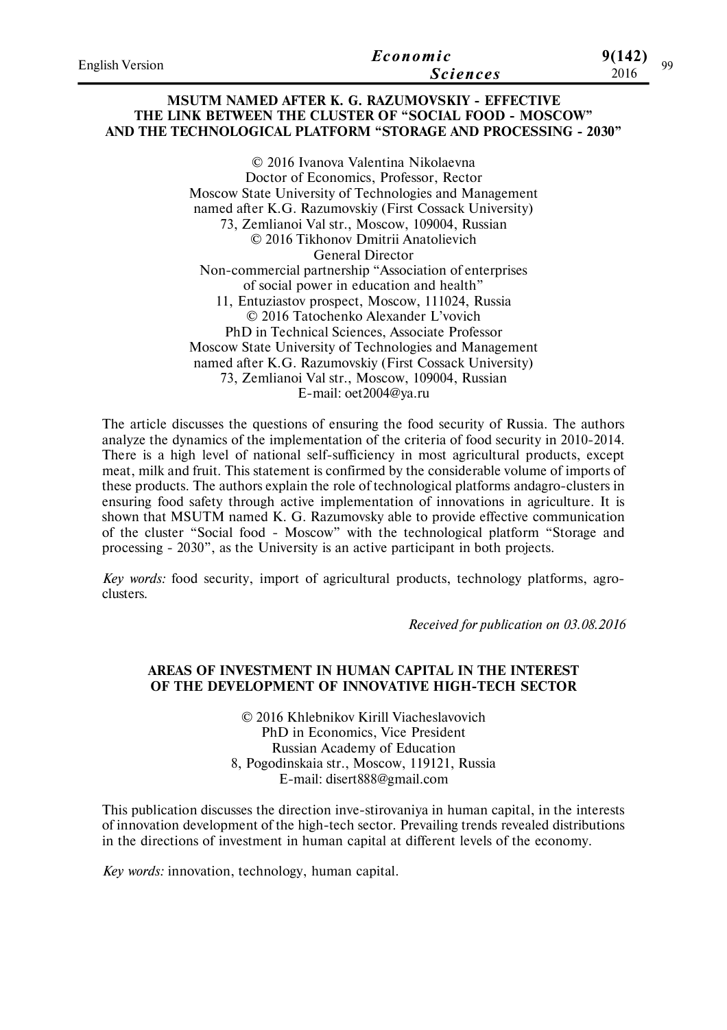## MSUTM NAMED AFTER K. G. RAZUMOVSKIY - EFFECTIVE THE LINK BETWEEN THE CLUSTER OF "SOCIAL FOOD - MOSCOW" AND THE TECHNOLOGICAL PLATFORM "STORAGE AND PROCESSING - 2030"

© 2016 Ivanova Valentina Nikolaevna
Doctor of Economics, Professor, Rector
Moscow State University of Technologies and Management
named after K.G. Razumovskiy (First Cossack University)
73, Zemlianoi Val str., Moscow, 109004, Russian

© 2016 Tikhonov Dmitrii Anatolievich
General Director
Non-commercial partnership "Association of enterprises
of social power in education and health"
11, Entuziastov prospect, Moscow, 111024, Russia

© 2016 Tatochenko Alexander L'vovich
PhD in Technical Sciences, Associate Professor
Moscow State University of Technologies and Management
named after K.G. Razumovskiy (First Cossack University)
73, Zemlianoi Val str., Moscow, 109004, Russian
E-mail: oet2004@ya.ru

The article discusses the questions of ensuring the food security of Russia. The authors analyze the dynamics of the implementation of the criteria of food security in 2010-2014. There is a high level of national self-sufficiency in most agricultural products, except meat, milk and fruit. This statement is confirmed by the considerable volume of imports of these products. The authors explain the role of technological platforms andagro-clusters in ensuring food safety through active implementation of innovations in agriculture. It is shown that MSUTM named K. G. Razumovsky able to provide effective communication of the cluster "Social food - Moscow" with the technological platform "Storage and processing - 2030", as the University is an active participant in both projects.

*Key words:* food security, import of agricultural products, technology platforms, agro-clusters.

*Received for publication on 03.08.2016*

## AREAS OF INVESTMENT IN HUMAN CAPITAL IN THE INTEREST OF THE DEVELOPMENT OF INNOVATIVE HIGH-TECH SECTOR

© 2016 Khlebnikov Kirill Viacheslavovich
PhD in Economics, Vice President
Russian Academy of Education
8, Pogodinskaia str., Moscow, 119121, Russia
E-mail: disert888@gmail.com

This publication discusses the direction inve-stirovaniya in human capital, in the interests of innovation development of the high-tech sector. Prevailing trends revealed distributions in the directions of investment in human capital at different levels of the economy.

*Key words:* innovation, technology, human capital.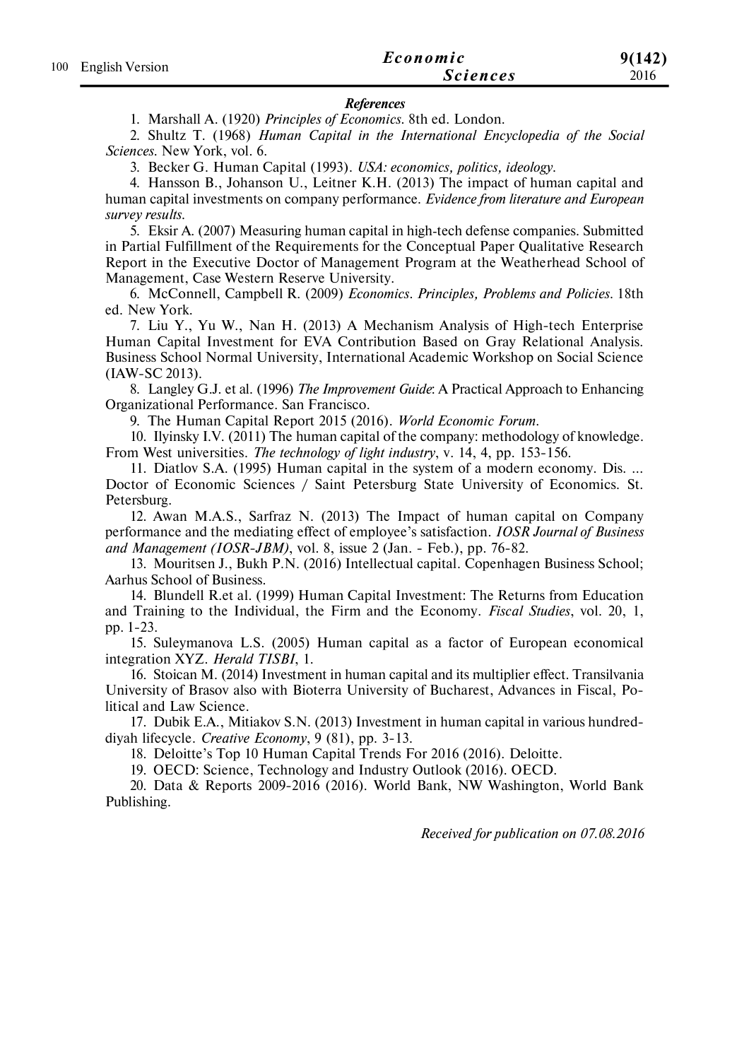### *References*

1. Marshall A. (1920) *Principles of Economics*. 8th ed. London.
2. Shultz T. (1968) *Human Capital in the International Encyclopedia of the Social Sciences*. New York, vol. 6.
3. Becker G. Human Capital (1993). *USA: economics, politics, ideology*.
4. Hansson B., Johanson U., Leitner K.H. (2013) The impact of human capital and human capital investments on company performance. *Evidence from literature and European survey results*.
5. Eksir A. (2007) Measuring human capital in high-tech defense companies. Submitted in Partial Fulfillment of the Requirements for the Conceptual Paper Qualitative Research Report in the Executive Doctor of Management Program at the Weatherhead School of Management, Case Western Reserve University.
6. McConnell, Campbell R. (2009) *Economics. Principles, Problems and Policies*. 18th ed. New York.
7. Liu Y., Yu W., Nan H. (2013) A Mechanism Analysis of High-tech Enterprise Human Capital Investment for EVA Contribution Based on Gray Relational Analysis. Business School Normal University, International Academic Workshop on Social Science (IAW-SC 2013).
8. Langley G.J. et al. (1996) *The Improvement Guide*: A Practical Approach to Enhancing Organizational Performance. San Francisco.
9. The Human Capital Report 2015 (2016). *World Economic Forum*.
10. Ilyinsky I.V. (2011) The human capital of the company: methodology of knowledge. From West universities. *The technology of light industry*, v. 14, 4, pp. 153-156.
11. Diatlov S.A. (1995) Human capital in the system of a modern economy. Dis. ... Doctor of Economic Sciences / Saint Petersburg State University of Economics. St. Petersburg.
12. Awan M.A.S., Sarfraz N. (2013) The Impact of human capital on Company performance and the mediating effect of employee's satisfaction. *IOSR Journal of Business and Management (IOSR-JBM)*, vol. 8, issue 2 (Jan. - Feb.), pp. 76-82.
13. Mouritsen J., Bukh P.N. (2016) Intellectual capital. Copenhagen Business School; Aarhus School of Business.
14. Blundell R.et al. (1999) Human Capital Investment: The Returns from Education and Training to the Individual, the Firm and the Economy. *Fiscal Studies*, vol. 20, 1, pp. 1-23.
15. Suleymanova L.S. (2005) Human capital as a factor of European economical integration XYZ. *Herald TISBI*, 1.
16. Stoican M. (2014) Investment in human capital and its multiplier effect. Transilvania University of Brasov also with Bioterra University of Bucharest, Advances in Fiscal, Political and Law Science.
17. Dubik E.A., Mitiakov S.N. (2013) Investment in human capital in various hundred-diyah lifecycle. *Creative Economy*, 9 (81), pp. 3-13.
18. Deloitte's Top 10 Human Capital Trends For 2016 (2016). Deloitte.
19. OECD: Science, Technology and Industry Outlook (2016). OECD.
20. Data & Reports 2009-2016 (2016). World Bank, NW Washington, World Bank Publishing.

*Received for publication on 07.08.2016*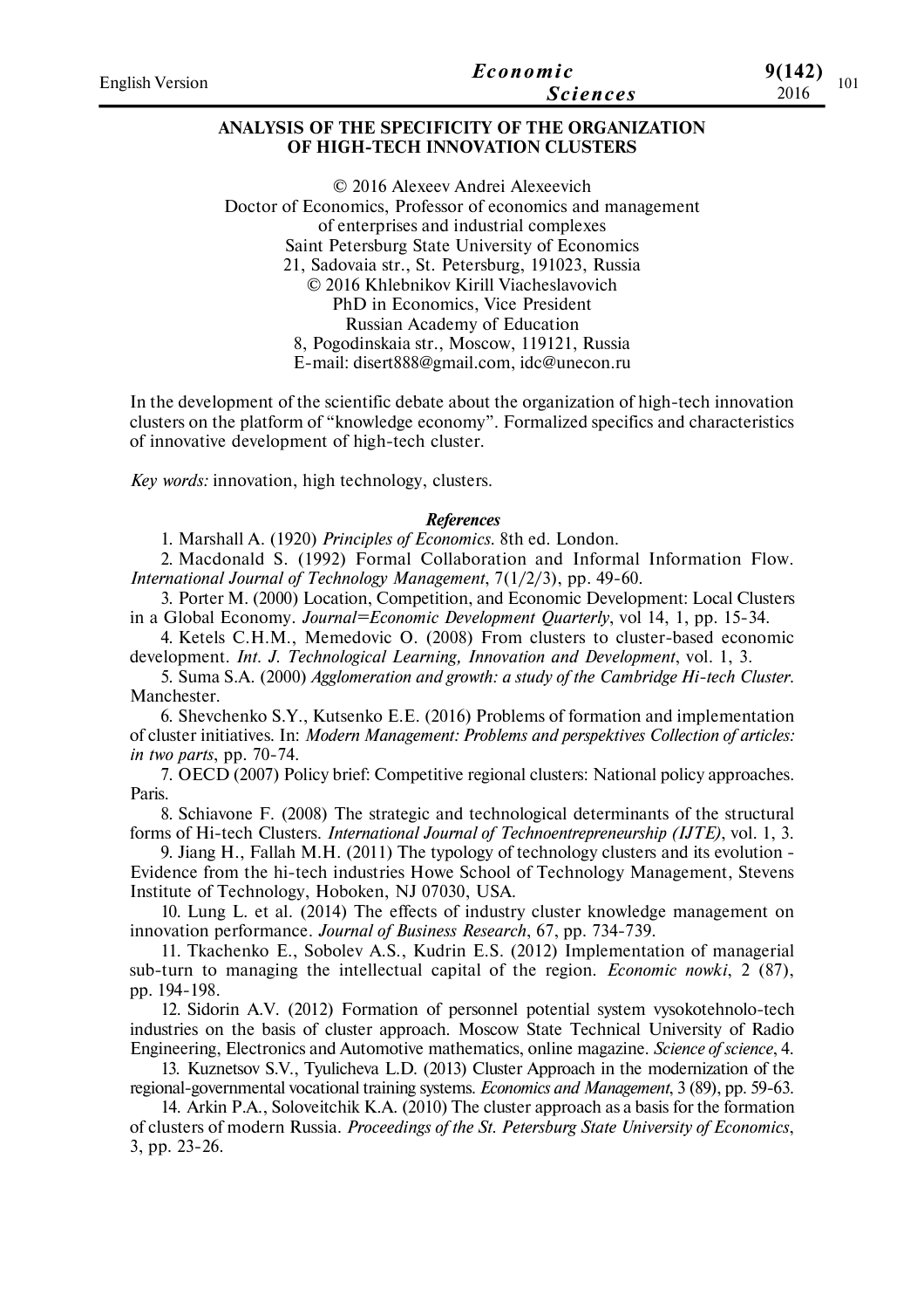## ANALYSIS OF THE SPECIFICITY OF THE ORGANIZATION OF HIGH-TECH INNOVATION CLUSTERS

© 2016 Alexeev Andrei Alexeevich
Doctor of Economics, Professor of economics and management
of enterprises and industrial complexes
Saint Petersburg State University of Economics
21, Sadovaia str., St. Petersburg, 191023, Russia
© 2016 Khlebnikov Kirill Viacheslavovich
PhD in Economics, Vice President
Russian Academy of Education
8, Pogodinskaia str., Moscow, 119121, Russia
E-mail: disert888@gmail.com, idc@unecon.ru

In the development of the scientific debate about the organization of high-tech innovation clusters on the platform of "knowledge economy". Formalized specifics and characteristics of innovative development of high-tech cluster.

*Key words:* innovation, high technology, clusters.

### *References*

1. Marshall A. (1920) *Principles of Economics*. 8th ed. London.
2. Macdonald S. (1992) Formal Collaboration and Informal Information Flow. *International Journal of Technology Management*, 7(1/2/3), pp. 49-60.
3. Porter M. (2000) Location, Competition, and Economic Development: Local Clusters in a Global Economy. *Journal=Economic Development Quarterly*, vol 14, 1, pp. 15-34.
4. Ketels C.H.M., Memedovic O. (2008) From clusters to cluster-based economic development. *Int. J. Technological Learning, Innovation and Development*, vol. 1, 3.
5. Suma S.A. (2000) *Agglomeration and growth: a study of the Cambridge Hi-tech Cluster*. Manchester.
6. Shevchenko S.Y., Kutsenko E.E. (2016) Problems of formation and implementation of cluster initiatives. In: *Modern Management: Problems and perspektives Collection of articles: in two parts*, pp. 70-74.
7. OECD (2007) Policy brief: Competitive regional clusters: National policy approaches. Paris.
8. Schiavone F. (2008) The strategic and technological determinants of the structural forms of Hi-tech Clusters. *International Journal of Technoentrepreneurship (IJTE)*, vol. 1, 3.
9. Jiang H., Fallah M.H. (2011) The typology of technology clusters and its evolution - Evidence from the hi-tech industries Howe School of Technology Management, Stevens Institute of Technology, Hoboken, NJ 07030, USA.
10. Lung L. et al. (2014) The effects of industry cluster knowledge management on innovation performance. *Journal of Business Research*, 67, pp. 734-739.
11. Tkachenko E., Sobolev A.S., Kudrin E.S. (2012) Implementation of managerial sub-turn to managing the intellectual capital of the region. *Economic nowki*, 2 (87), pp. 194-198.
12. Sidorin A.V. (2012) Formation of personnel potential system vysokotehnolo-tech industries on the basis of cluster approach. Moscow State Technical University of Radio Engineering, Electronics and Automotive mathematics, online magazine. *Science of science*, 4.
13. Kuznetsov S.V., Tyulicheva L.D. (2013) Cluster Approach in the modernization of the regional-governmental vocational training systems. *Economics and Management*, 3 (89), pp. 59-63.
14. Arkin P.A., Soloveitchik K.A. (2010) The cluster approach as a basis for the formation of clusters of modern Russia. *Proceedings of the St. Petersburg State University of Economics*, 3, pp. 23-26.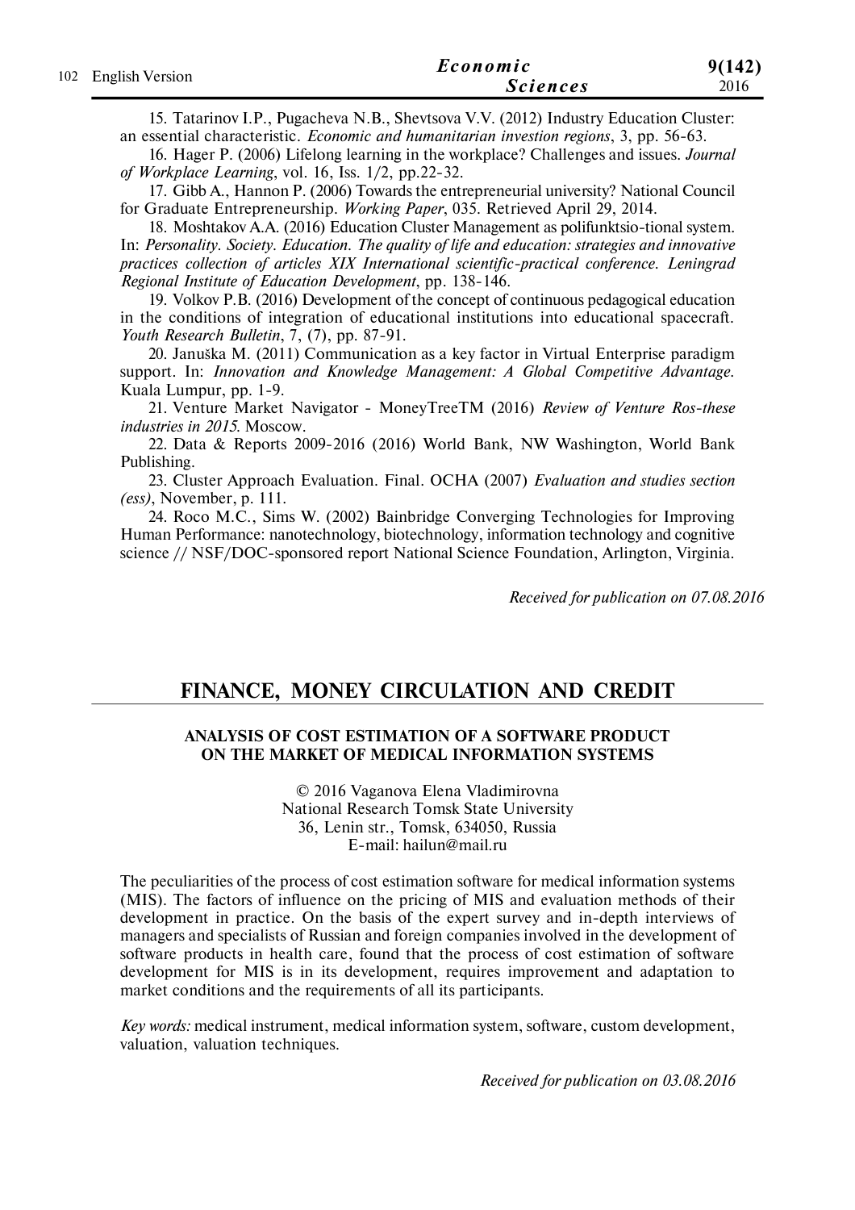15. Tatarinov I.P., Pugacheva N.B., Shevtsova V.V. (2012) Industry Education Cluster: an essential characteristic. *Economic and humanitarian investion regions*, 3, pp. 56-63.

16. Hager P. (2006) Lifelong learning in the workplace? Challenges and issues. *Journal of Workplace Learning*, vol. 16, Iss. 1/2, pp.22-32.

17. Gibb A., Hannon P. (2006) Towards the entrepreneurial university? National Council for Graduate Entrepreneurship. *Working Paper*, 035. Retrieved April 29, 2014.

18. Moshtakov A.A. (2016) Education Cluster Management as polifunktsio-tional system. In: *Personality. Society. Education. The quality of life and education: strategies and innovative practices collection of articles XIX International scientific-practical conference. Leningrad Regional Institute of Education Development*, pp. 138-146.

19. Volkov P.B. (2016) Development of the concept of continuous pedagogical education in the conditions of integration of educational institutions into educational spacecraft. *Youth Research Bulletin*, 7, (7), pp. 87-91.

20. Januška M. (2011) Communication as a key factor in Virtual Enterprise paradigm support. In: *Innovation and Knowledge Management: A Global Competitive Advantage*. Kuala Lumpur, pp. 1-9.

21. Venture Market Navigator - MoneyTreeTM (2016) *Review of Venture Ros-these industries in 2015*. Moscow.

22. Data & Reports 2009-2016 (2016) World Bank, NW Washington, World Bank Publishing.

23. Cluster Approach Evaluation. Final. OCHA (2007) *Evaluation and studies section (ess)*, November, p. 111.

24. Roco M.C., Sims W. (2002) Bainbridge Converging Technologies for Improving Human Performance: nanotechnology, biotechnology, information technology and cognitive science // NSF/DOC-sponsored report National Science Foundation, Arlington, Virginia.

*Received for publication on 07.08.2016*

# FINANCE, MONEY CIRCULATION AND CREDIT

## ANALYSIS OF COST ESTIMATION OF A SOFTWARE PRODUCT ON THE MARKET OF MEDICAL INFORMATION SYSTEMS

© 2016 Vaganova Elena Vladimirovna
National Research Tomsk State University
36, Lenin str., Tomsk, 634050, Russia
E-mail: hailun@mail.ru

The peculiarities of the process of cost estimation software for medical information systems (MIS). The factors of influence on the pricing of MIS and evaluation methods of their development in practice. On the basis of the expert survey and in-depth interviews of managers and specialists of Russian and foreign companies involved in the development of software products in health care, found that the process of cost estimation of software development for MIS is in its development, requires improvement and adaptation to market conditions and the requirements of all its participants.

*Key words:* medical instrument, medical information system, software, custom development, valuation, valuation techniques.

*Received for publication on 03.08.2016*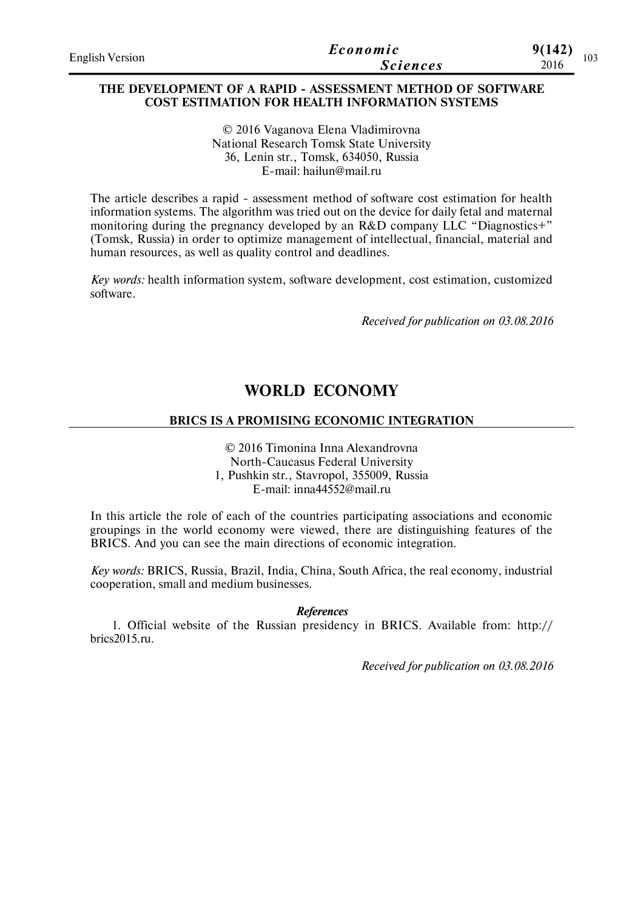### THE DEVELOPMENT OF A RAPID - ASSESSMENT METHOD OF SOFTWARE COST ESTIMATION FOR HEALTH INFORMATION SYSTEMS

© 2016 Vaganova Elena Vladimirovna
National Research Tomsk State University
36, Lenin str., Tomsk, 634050, Russia
E-mail: hailun@mail.ru

The article describes a rapid - assessment method of software cost estimation for health information systems. The algorithm was tried out on the device for daily fetal and maternal monitoring during the pregnancy developed by an R&D company LLC "Diagnostics+" (Tomsk, Russia) in order to optimize management of intellectual, financial, material and human resources, as well as quality control and deadlines.

*Key words:* health information system, software development, cost estimation, customized software.

*Received for publication on 03.08.2016*

## WORLD ECONOMY

### BRICS IS A PROMISING ECONOMIC INTEGRATION

© 2016 Timonina Inna Alexandrovna
North-Caucasus Federal University
1, Pushkin str., Stavropol, 355009, Russia
E-mail: inna44552@mail.ru

In this article the role of each of the countries participating associations and economic groupings in the world economy were viewed, there are distinguishing features of the BRICS. And you can see the main directions of economic integration.

*Key words:* BRICS, Russia, Brazil, India, China, South Africa, the real economy, industrial cooperation, small and medium businesses.

***References***

1. Official website of the Russian presidency in BRICS. Available from: http:// brics2015.ru.

*Received for publication on 03.08.2016*